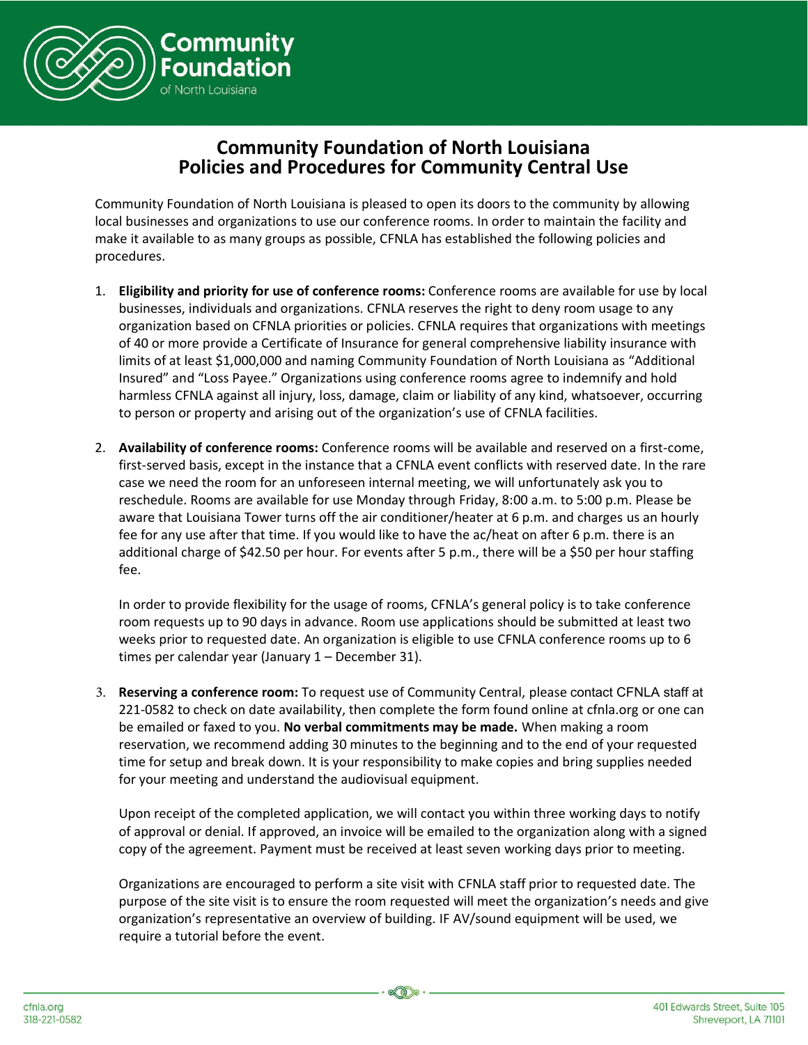# Community Foundation of North Louisiana
# Policies and Procedures for Community Central Use

Community Foundation of North Louisiana is pleased to open its doors to the community by allowing local businesses and organizations to use our conference rooms. In order to maintain the facility and make it available to as many groups as possible, CFNLA has established the following policies and procedures.

1. **Eligibility and priority for use of conference rooms:** Conference rooms are available for use by local businesses, individuals and organizations. CFNLA reserves the right to deny room usage to any organization based on CFNLA priorities or policies. CFNLA requires that organizations with meetings of 40 or more provide a Certificate of Insurance for general comprehensive liability insurance with limits of at least $1,000,000 and naming Community Foundation of North Louisiana as "Additional Insured" and "Loss Payee." Organizations using conference rooms agree to indemnify and hold harmless CFNLA against all injury, loss, damage, claim or liability of any kind, whatsoever, occurring to person or property and arising out of the organization's use of CFNLA facilities.

2. **Availability of conference rooms:** Conference rooms will be available and reserved on a first-come, first-served basis, except in the instance that a CFNLA event conflicts with reserved date. In the rare case we need the room for an unforeseen internal meeting, we will unfortunately ask you to reschedule. Rooms are available for use Monday through Friday, 8:00 a.m. to 5:00 p.m. Please be aware that Louisiana Tower turns off the air conditioner/heater at 6 p.m. and charges us an hourly fee for any use after that time. If you would like to have the ac/heat on after 6 p.m. there is an additional charge of $42.50 per hour. For events after 5 p.m., there will be a $50 per hour staffing fee.

   In order to provide flexibility for the usage of rooms, CFNLA's general policy is to take conference room requests up to 90 days in advance. Room use applications should be submitted at least two weeks prior to requested date. An organization is eligible to use CFNLA conference rooms up to 6 times per calendar year (January 1 – December 31).

3. **Reserving a conference room:** To request use of Community Central, please contact CFNLA staff at 221-0582 to check on date availability, then complete the form found online at cfnla.org or one can be emailed or faxed to you. **No verbal commitments may be made.** When making a room reservation, we recommend adding 30 minutes to the beginning and to the end of your requested time for setup and break down. It is your responsibility to make copies and bring supplies needed for your meeting and understand the audiovisual equipment.

   Upon receipt of the completed application, we will contact you within three working days to notify of approval or denial. If approved, an invoice will be emailed to the organization along with a signed copy of the agreement. Payment must be received at least seven working days prior to meeting.

   Organizations are encouraged to perform a site visit with CFNLA staff prior to requested date. The purpose of the site visit is to ensure the room requested will meet the organization's needs and give organization's representative an overview of building. IF AV/sound equipment will be used, we require a tutorial before the event.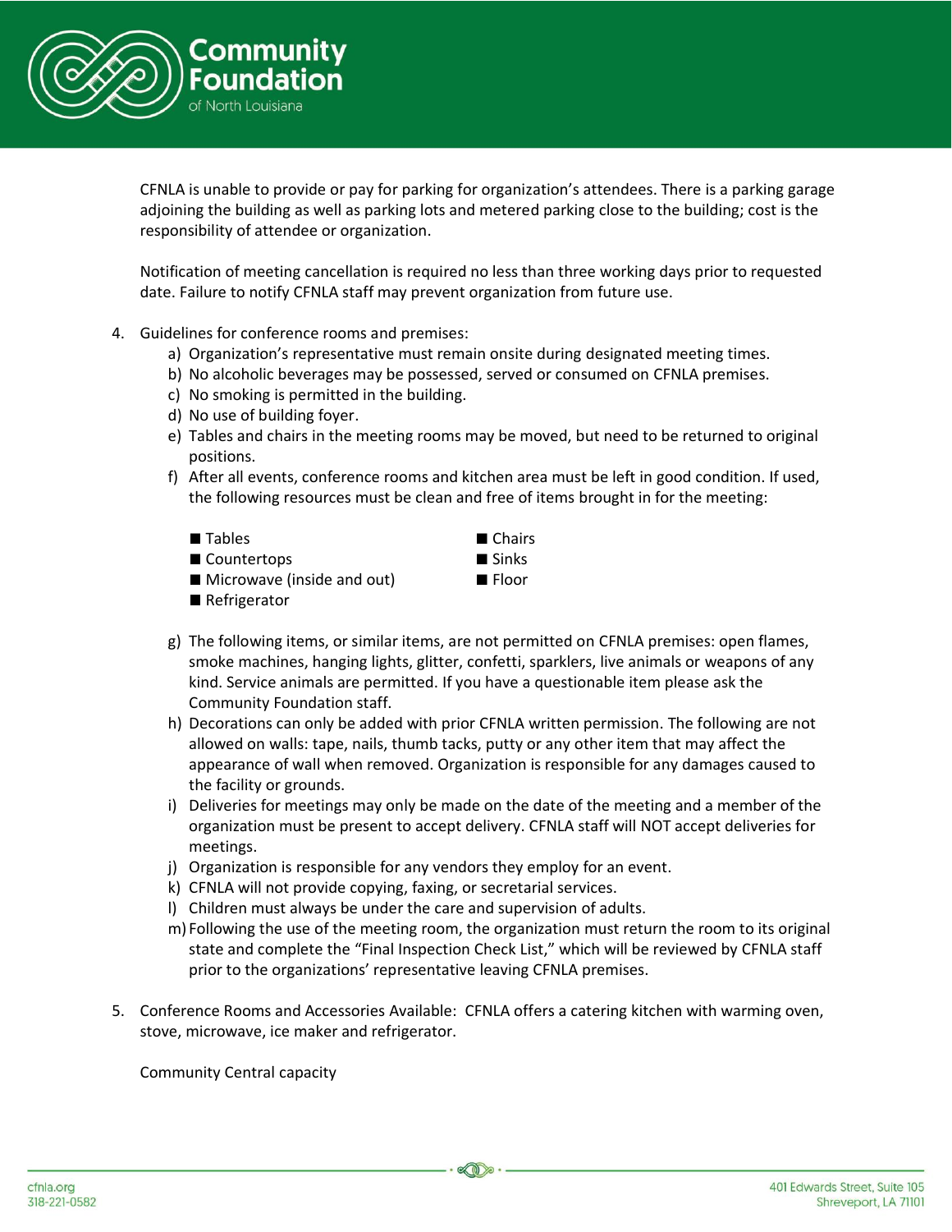CFNLA is unable to provide or pay for parking for organization's attendees. There is a parking garage adjoining the building as well as parking lots and metered parking close to the building; cost is the responsibility of attendee or organization.

Notification of meeting cancellation is required no less than three working days prior to requested date. Failure to notify CFNLA staff may prevent organization from future use.

4. Guidelines for conference rooms and premises:
   a) Organization's representative must remain onsite during designated meeting times.
   b) No alcoholic beverages may be possessed, served or consumed on CFNLA premises.
   c) No smoking is permitted in the building.
   d) No use of building foyer.
   e) Tables and chairs in the meeting rooms may be moved, but need to be returned to original positions.
   f) After all events, conference rooms and kitchen area must be left in good condition. If used, the following resources must be clean and free of items brought in for the meeting:
      - Tables
      - Countertops
      - Microwave (inside and out)
      - Refrigerator
      - Chairs
      - Sinks
      - Floor
   g) The following items, or similar items, are not permitted on CFNLA premises: open flames, smoke machines, hanging lights, glitter, confetti, sparklers, live animals or weapons of any kind. Service animals are permitted. If you have a questionable item please ask the Community Foundation staff.
   h) Decorations can only be added with prior CFNLA written permission. The following are not allowed on walls: tape, nails, thumb tacks, putty or any other item that may affect the appearance of wall when removed. Organization is responsible for any damages caused to the facility or grounds.
   i) Deliveries for meetings may only be made on the date of the meeting and a member of the organization must be present to accept delivery. CFNLA staff will NOT accept deliveries for meetings.
   j) Organization is responsible for any vendors they employ for an event.
   k) CFNLA will not provide copying, faxing, or secretarial services.
   l) Children must always be under the care and supervision of adults.
   m) Following the use of the meeting room, the organization must return the room to its original state and complete the "Final Inspection Check List," which will be reviewed by CFNLA staff prior to the organizations' representative leaving CFNLA premises.

5. Conference Rooms and Accessories Available: CFNLA offers a catering kitchen with warming oven, stove, microwave, ice maker and refrigerator.

   Community Central capacity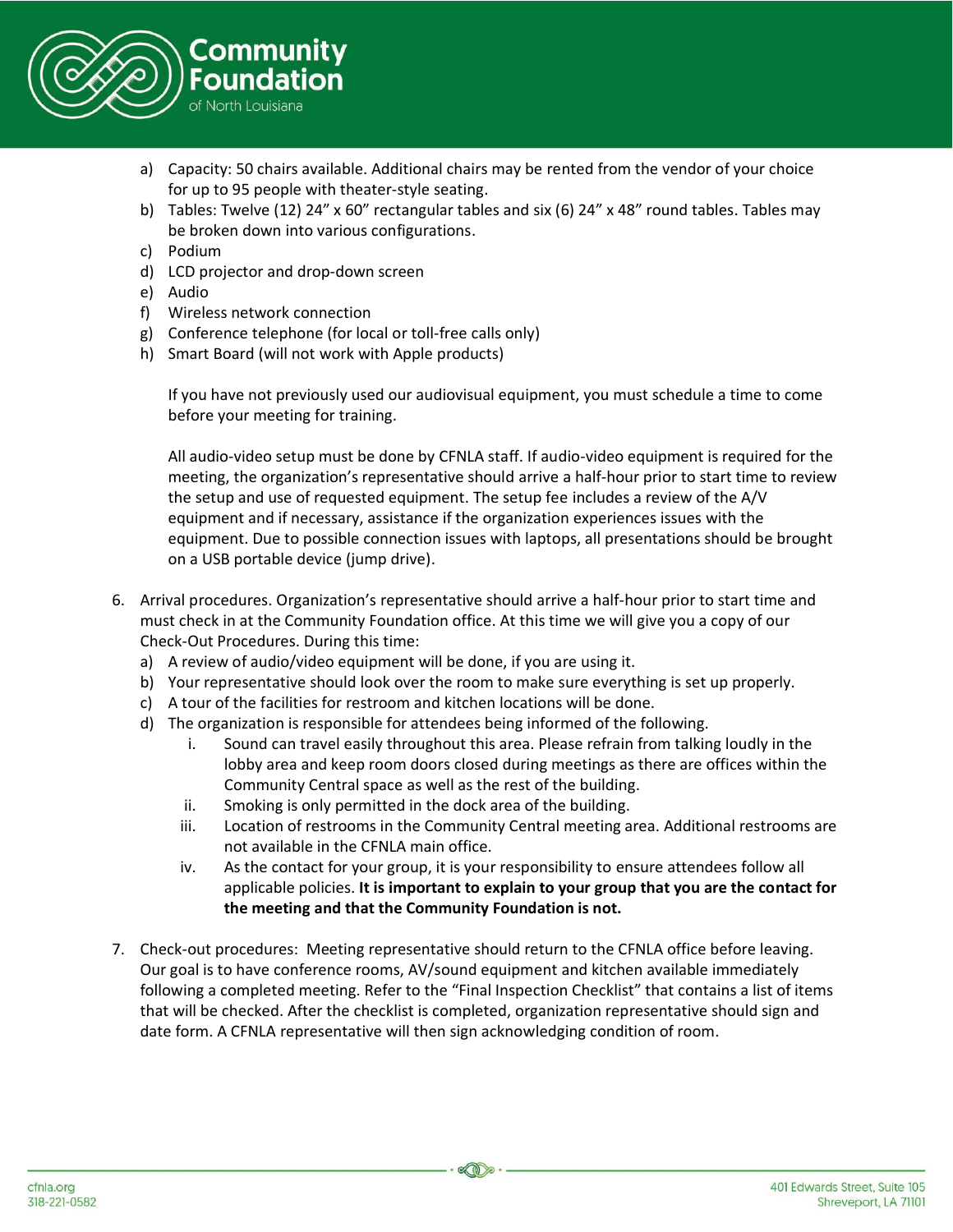a) Capacity: 50 chairs available. Additional chairs may be rented from the vendor of your choice for up to 95 people with theater-style seating.
b) Tables: Twelve (12) 24" x 60" rectangular tables and six (6) 24" x 48" round tables. Tables may be broken down into various configurations.
c) Podium
d) LCD projector and drop-down screen
e) Audio
f) Wireless network connection
g) Conference telephone (for local or toll-free calls only)
h) Smart Board (will not work with Apple products)

If you have not previously used our audiovisual equipment, you must schedule a time to come before your meeting for training.

All audio-video setup must be done by CFNLA staff. If audio-video equipment is required for the meeting, the organization's representative should arrive a half-hour prior to start time to review the setup and use of requested equipment. The setup fee includes a review of the A/V equipment and if necessary, assistance if the organization experiences issues with the equipment. Due to possible connection issues with laptops, all presentations should be brought on a USB portable device (jump drive).

6. Arrival procedures. Organization's representative should arrive a half-hour prior to start time and must check in at the Community Foundation office. At this time we will give you a copy of our Check-Out Procedures. During this time:
   a) A review of audio/video equipment will be done, if you are using it.
   b) Your representative should look over the room to make sure everything is set up properly.
   c) A tour of the facilities for restroom and kitchen locations will be done.
   d) The organization is responsible for attendees being informed of the following.
      i. Sound can travel easily throughout this area. Please refrain from talking loudly in the lobby area and keep room doors closed during meetings as there are offices within the Community Central space as well as the rest of the building.
      ii. Smoking is only permitted in the dock area of the building.
      iii. Location of restrooms in the Community Central meeting area. Additional restrooms are not available in the CFNLA main office.
      iv. As the contact for your group, it is your responsibility to ensure attendees follow all applicable policies. **It is important to explain to your group that you are the contact for the meeting and that the Community Foundation is not.**

7. Check-out procedures: Meeting representative should return to the CFNLA office before leaving. Our goal is to have conference rooms, AV/sound equipment and kitchen available immediately following a completed meeting. Refer to the "Final Inspection Checklist" that contains a list of items that will be checked. After the checklist is completed, organization representative should sign and date form. A CFNLA representative will then sign acknowledging condition of room.